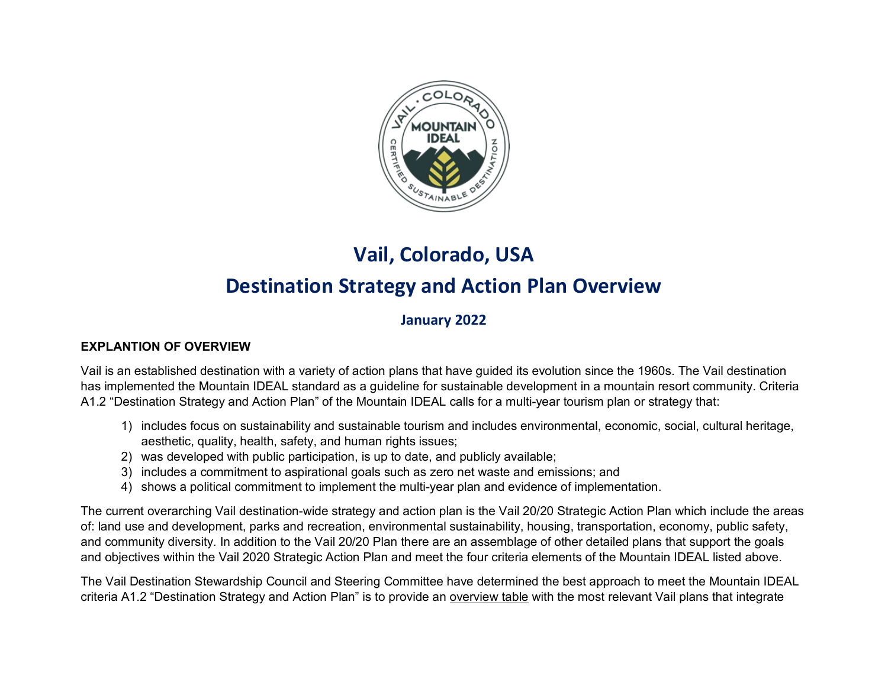# Vail, Colorado, USA

# Destination Strategy and Action Plan Overview

### January 2022

**EXPLANTION OF OVERVIEW**

Vail is an established destination with a variety of action plans that have guided its evolution since the 1960s. The Vail destination has implemented the Mountain IDEAL standard as a guideline for sustainable development in a mountain resort community. Criteria A1.2 "Destination Strategy and Action Plan" of the Mountain IDEAL calls for a multi-year tourism plan or strategy that:

1) includes focus on sustainability and sustainable tourism and includes environmental, economic, social, cultural heritage, aesthetic, quality, health, safety, and human rights issues;
2) was developed with public participation, is up to date, and publicly available;
3) includes a commitment to aspirational goals such as zero net waste and emissions; and
4) shows a political commitment to implement the multi-year plan and evidence of implementation.

The current overarching Vail destination-wide strategy and action plan is the Vail 20/20 Strategic Action Plan which include the areas of: land use and development, parks and recreation, environmental sustainability, housing, transportation, economy, public safety, and community diversity. In addition to the Vail 20/20 Plan there are an assemblage of other detailed plans that support the goals and objectives within the Vail 2020 Strategic Action Plan and meet the four criteria elements of the Mountain IDEAL listed above.

The Vail Destination Stewardship Council and Steering Committee have determined the best approach to meet the Mountain IDEAL criteria A1.2 "Destination Strategy and Action Plan" is to provide an overview table with the most relevant Vail plans that integrate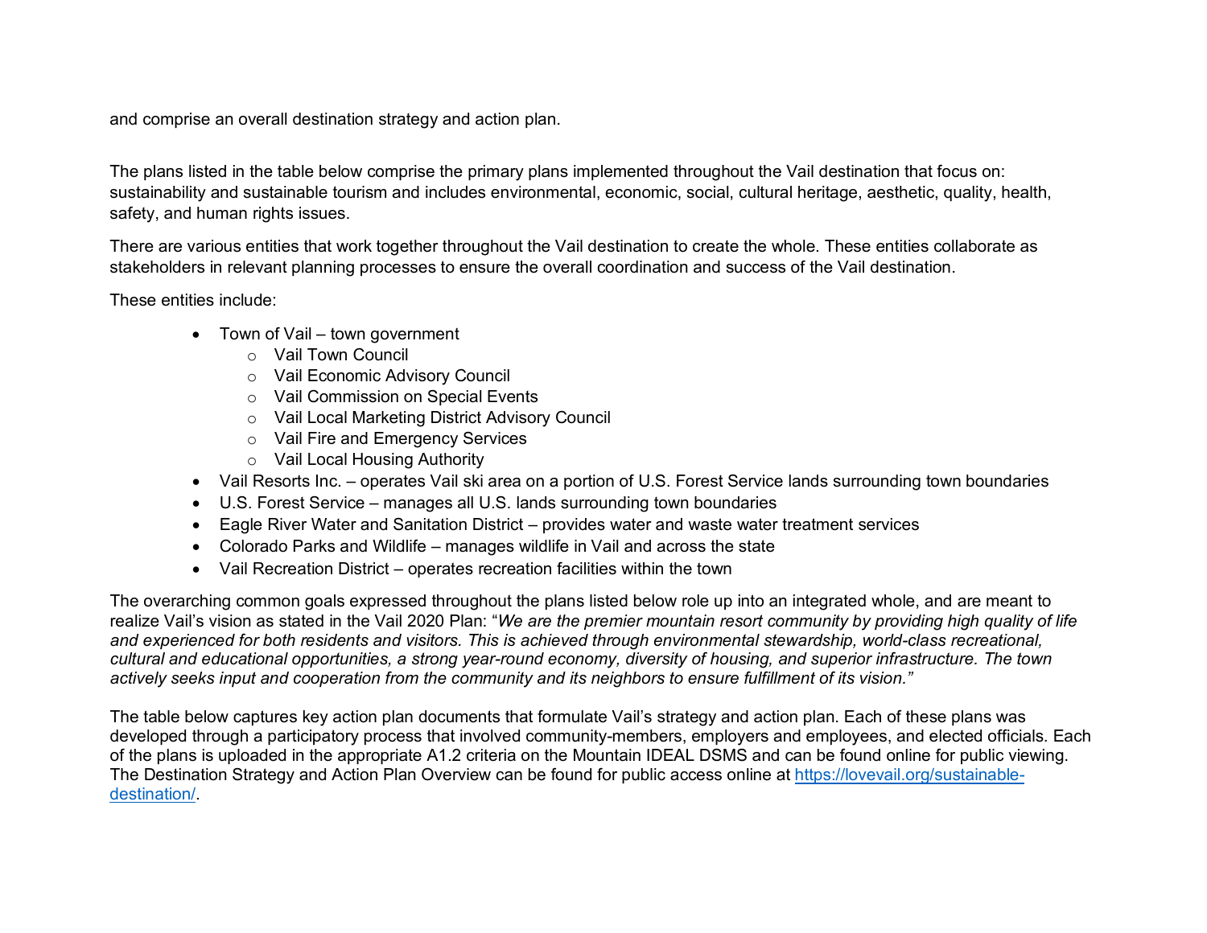and comprise an overall destination strategy and action plan.

The plans listed in the table below comprise the primary plans implemented throughout the Vail destination that focus on: sustainability and sustainable tourism and includes environmental, economic, social, cultural heritage, aesthetic, quality, health, safety, and human rights issues.

There are various entities that work together throughout the Vail destination to create the whole. These entities collaborate as stakeholders in relevant planning processes to ensure the overall coordination and success of the Vail destination.

These entities include:

- Town of Vail – town government
  - Vail Town Council
  - Vail Economic Advisory Council
  - Vail Commission on Special Events
  - Vail Local Marketing District Advisory Council
  - Vail Fire and Emergency Services
  - Vail Local Housing Authority
- Vail Resorts Inc. – operates Vail ski area on a portion of U.S. Forest Service lands surrounding town boundaries
- U.S. Forest Service – manages all U.S. lands surrounding town boundaries
- Eagle River Water and Sanitation District – provides water and waste water treatment services
- Colorado Parks and Wildlife – manages wildlife in Vail and across the state
- Vail Recreation District – operates recreation facilities within the town

The overarching common goals expressed throughout the plans listed below role up into an integrated whole, and are meant to realize Vail's vision as stated in the Vail 2020 Plan: "*We are the premier mountain resort community by providing high quality of life and experienced for both residents and visitors. This is achieved through environmental stewardship, world-class recreational, cultural and educational opportunities, a strong year-round economy, diversity of housing, and superior infrastructure. The town actively seeks input and cooperation from the community and its neighbors to ensure fulfillment of its vision.*"

The table below captures key action plan documents that formulate Vail's strategy and action plan. Each of these plans was developed through a participatory process that involved community-members, employers and employees, and elected officials. Each of the plans is uploaded in the appropriate A1.2 criteria on the Mountain IDEAL DSMS and can be found online for public viewing. The Destination Strategy and Action Plan Overview can be found for public access online at [https://lovevail.org/sustainable-destination/](https://lovevail.org/sustainable-destination/).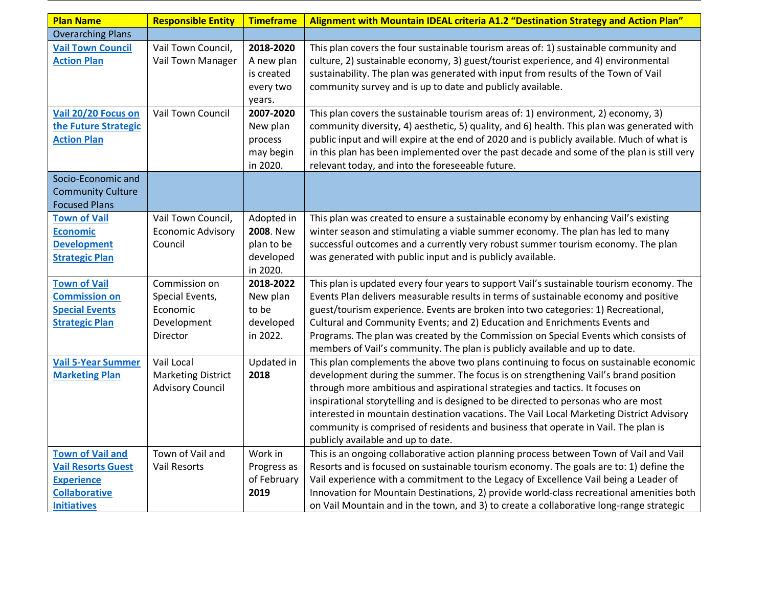| Plan Name | Responsible Entity | Timeframe | Alignment with Mountain IDEAL criteria A1.2 "Destination Strategy and Action Plan" |
|---|---|---|---|
| Overarching Plans | | | |
| **Vail Town Council Action Plan** | Vail Town Council, Vail Town Manager | **2018-2020** A new plan is created every two years. | This plan covers the four sustainable tourism areas of: 1) sustainable community and culture, 2) sustainable economy, 3) guest/tourist experience, and 4) environmental sustainability. The plan was generated with input from results of the Town of Vail community survey and is up to date and publicly available. |
| **Vail 20/20 Focus on the Future Strategic Action Plan** | Vail Town Council | **2007-2020** New plan process may begin in 2020. | This plan covers the sustainable tourism areas of: 1) environment, 2) economy, 3) community diversity, 4) aesthetic, 5) quality, and 6) health. This plan was generated with public input and will expire at the end of 2020 and is publicly available. Much of what is in this plan has been implemented over the past decade and some of the plan is still very relevant today, and into the foreseeable future. |
| Socio-Economic and Community Culture Focused Plans | | | |
| **Town of Vail Economic Development Strategic Plan** | Vail Town Council, Economic Advisory Council | Adopted in **2008**. New plan to be developed in 2020. | This plan was created to ensure a sustainable economy by enhancing Vail's existing winter season and stimulating a viable summer economy. The plan has led to many successful outcomes and a currently very robust summer tourism economy. The plan was generated with public input and is publicly available. |
| **Town of Vail Commission on Special Events Strategic Plan** | Commission on Special Events, Economic Development Director | **2018-2022** New plan to be developed in 2022. | This plan is updated every four years to support Vail's sustainable tourism economy. The Events Plan delivers measurable results in terms of sustainable economy and positive guest/tourism experience. Events are broken into two categories: 1) Recreational, Cultural and Community Events; and 2) Education and Enrichments Events and Programs. The plan was created by the Commission on Special Events which consists of members of Vail's community. The plan is publicly available and up to date. |
| **Vail 5-Year Summer Marketing Plan** | Vail Local Marketing District Advisory Council | Updated in **2018** | This plan complements the above two plans continuing to focus on sustainable economic development during the summer. The focus is on strengthening Vail's brand position through more ambitious and aspirational strategies and tactics. It focuses on inspirational storytelling and is designed to be directed to personas who are most interested in mountain destination vacations. The Vail Local Marketing District Advisory community is comprised of residents and business that operate in Vail. The plan is publicly available and up to date. |
| **Town of Vail and Vail Resorts Guest Experience Collaborative Initiatives** | Town of Vail and Vail Resorts | Work in Progress as of February **2019** | This is an ongoing collaborative action planning process between Town of Vail and Vail Resorts and is focused on sustainable tourism economy. The goals are to: 1) define the Vail experience with a commitment to the Legacy of Excellence Vail being a Leader of Innovation for Mountain Destinations, 2) provide world-class recreational amenities both on Vail Mountain and in the town, and 3) to create a collaborative long-range strategic |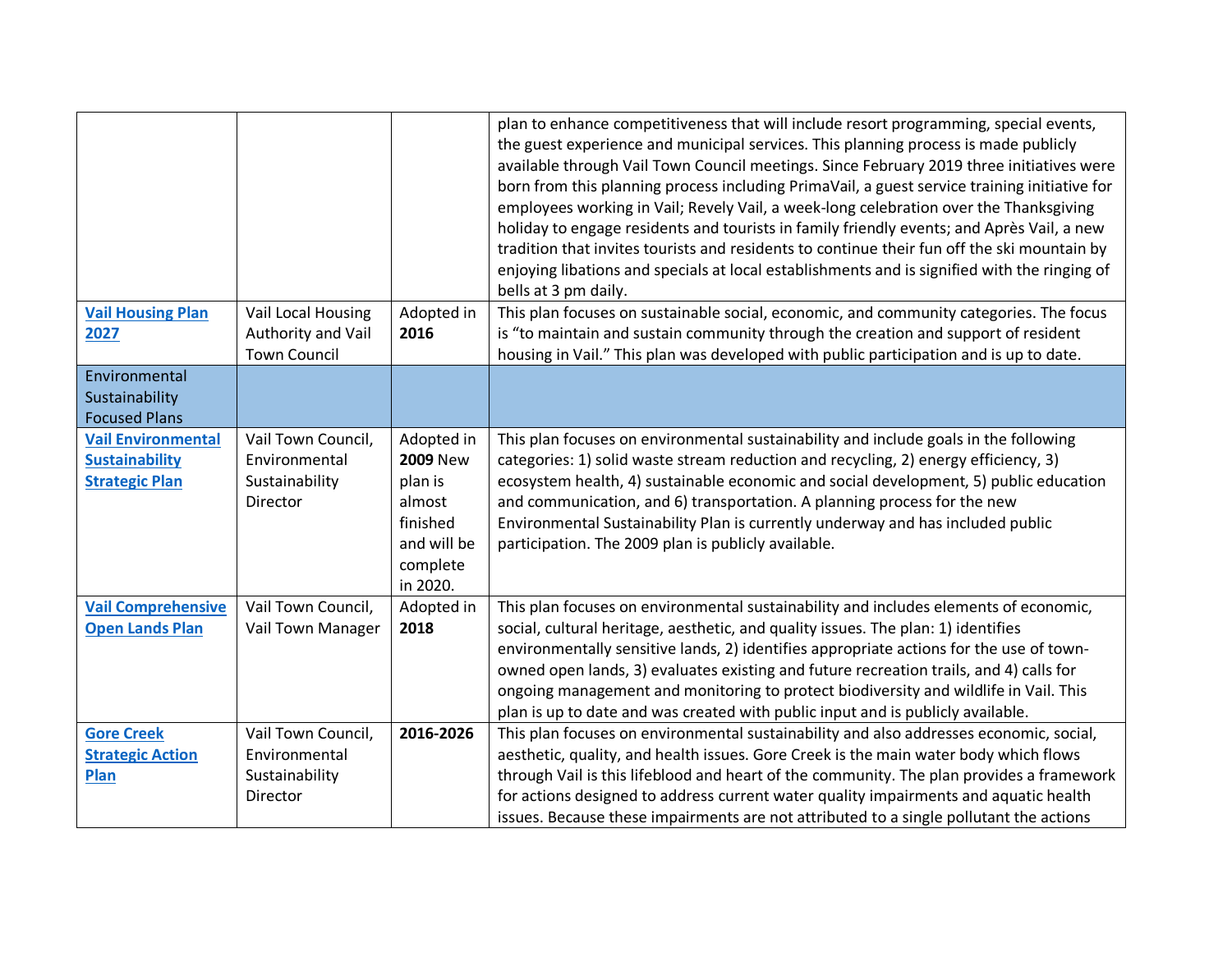| | | | |
|---|---|---|---|
| | | | plan to enhance competitiveness that will include resort programming, special events, the guest experience and municipal services. This planning process is made publicly available through Vail Town Council meetings. Since February 2019 three initiatives were born from this planning process including PrimaVail, a guest service training initiative for employees working in Vail; Revely Vail, a week-long celebration over the Thanksgiving holiday to engage residents and tourists in family friendly events; and Après Vail, a new tradition that invites tourists and residents to continue their fun off the ski mountain by enjoying libations and specials at local establishments and is signified with the ringing of bells at 3 pm daily. |
| **Vail Housing Plan 2027** | Vail Local Housing Authority and Vail Town Council | Adopted in **2016** | This plan focuses on sustainable social, economic, and community categories. The focus is "to maintain and sustain community through the creation and support of resident housing in Vail." This plan was developed with public participation and is up to date. |
| Environmental Sustainability Focused Plans | | | |
| **Vail Environmental Sustainability Strategic Plan** | Vail Town Council, Environmental Sustainability Director | Adopted in **2009** New plan is almost finished and will be complete in 2020. | This plan focuses on environmental sustainability and include goals in the following categories: 1) solid waste stream reduction and recycling, 2) energy efficiency, 3) ecosystem health, 4) sustainable economic and social development, 5) public education and communication, and 6) transportation. A planning process for the new Environmental Sustainability Plan is currently underway and has included public participation. The 2009 plan is publicly available. |
| **Vail Comprehensive Open Lands Plan** | Vail Town Council, Vail Town Manager | Adopted in **2018** | This plan focuses on environmental sustainability and includes elements of economic, social, cultural heritage, aesthetic, and quality issues. The plan: 1) identifies environmentally sensitive lands, 2) identifies appropriate actions for the use of town-owned open lands, 3) evaluates existing and future recreation trails, and 4) calls for ongoing management and monitoring to protect biodiversity and wildlife in Vail. This plan is up to date and was created with public input and is publicly available. |
| **Gore Creek Strategic Action Plan** | Vail Town Council, Environmental Sustainability Director | **2016-2026** | This plan focuses on environmental sustainability and also addresses economic, social, aesthetic, quality, and health issues. Gore Creek is the main water body which flows through Vail is this lifeblood and heart of the community. The plan provides a framework for actions designed to address current water quality impairments and aquatic health issues. Because these impairments are not attributed to a single pollutant the actions |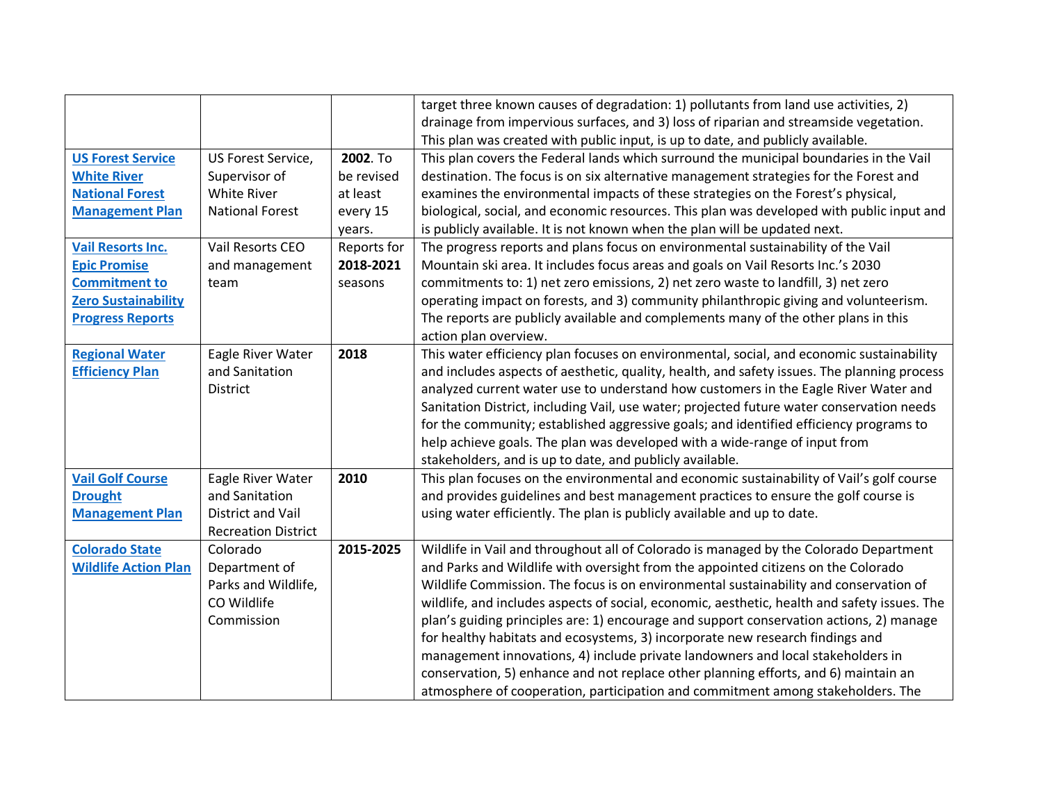| | | | |
|---|---|---|---|
| | | | target three known causes of degradation: 1) pollutants from land use activities, 2) drainage from impervious surfaces, and 3) loss of riparian and streamside vegetation. This plan was created with public input, is up to date, and publicly available. |
| **US Forest Service White River National Forest Management Plan** | US Forest Service, Supervisor of White River National Forest | **2002**. To be revised at least every 15 years. | This plan covers the Federal lands which surround the municipal boundaries in the Vail destination. The focus is on six alternative management strategies for the Forest and examines the environmental impacts of these strategies on the Forest's physical, biological, social, and economic resources. This plan was developed with public input and is publicly available. It is not known when the plan will be updated next. |
| **Vail Resorts Inc. Epic Promise Commitment to Zero Sustainability Progress Reports** | Vail Resorts CEO and management team | Reports for **2018-2021** seasons | The progress reports and plans focus on environmental sustainability of the Vail Mountain ski area. It includes focus areas and goals on Vail Resorts Inc.'s 2030 commitments to: 1) net zero emissions, 2) net zero waste to landfill, 3) net zero operating impact on forests, and 3) community philanthropic giving and volunteerism. The reports are publicly available and complements many of the other plans in this action plan overview. |
| **Regional Water Efficiency Plan** | Eagle River Water and Sanitation District | **2018** | This water efficiency plan focuses on environmental, social, and economic sustainability and includes aspects of aesthetic, quality, health, and safety issues. The planning process analyzed current water use to understand how customers in the Eagle River Water and Sanitation District, including Vail, use water; projected future water conservation needs for the community; established aggressive goals; and identified efficiency programs to help achieve goals. The plan was developed with a wide-range of input from stakeholders, and is up to date, and publicly available. |
| **Vail Golf Course Drought Management Plan** | Eagle River Water and Sanitation District and Vail Recreation District | **2010** | This plan focuses on the environmental and economic sustainability of Vail's golf course and provides guidelines and best management practices to ensure the golf course is using water efficiently. The plan is publicly available and up to date. |
| **Colorado State Wildlife Action Plan** | Colorado Department of Parks and Wildlife, CO Wildlife Commission | **2015-2025** | Wildlife in Vail and throughout all of Colorado is managed by the Colorado Department and Parks and Wildlife with oversight from the appointed citizens on the Colorado Wildlife Commission. The focus is on environmental sustainability and conservation of wildlife, and includes aspects of social, economic, aesthetic, health and safety issues. The plan's guiding principles are: 1) encourage and support conservation actions, 2) manage for healthy habitats and ecosystems, 3) incorporate new research findings and management innovations, 4) include private landowners and local stakeholders in conservation, 5) enhance and not replace other planning efforts, and 6) maintain an atmosphere of cooperation, participation and commitment among stakeholders. The |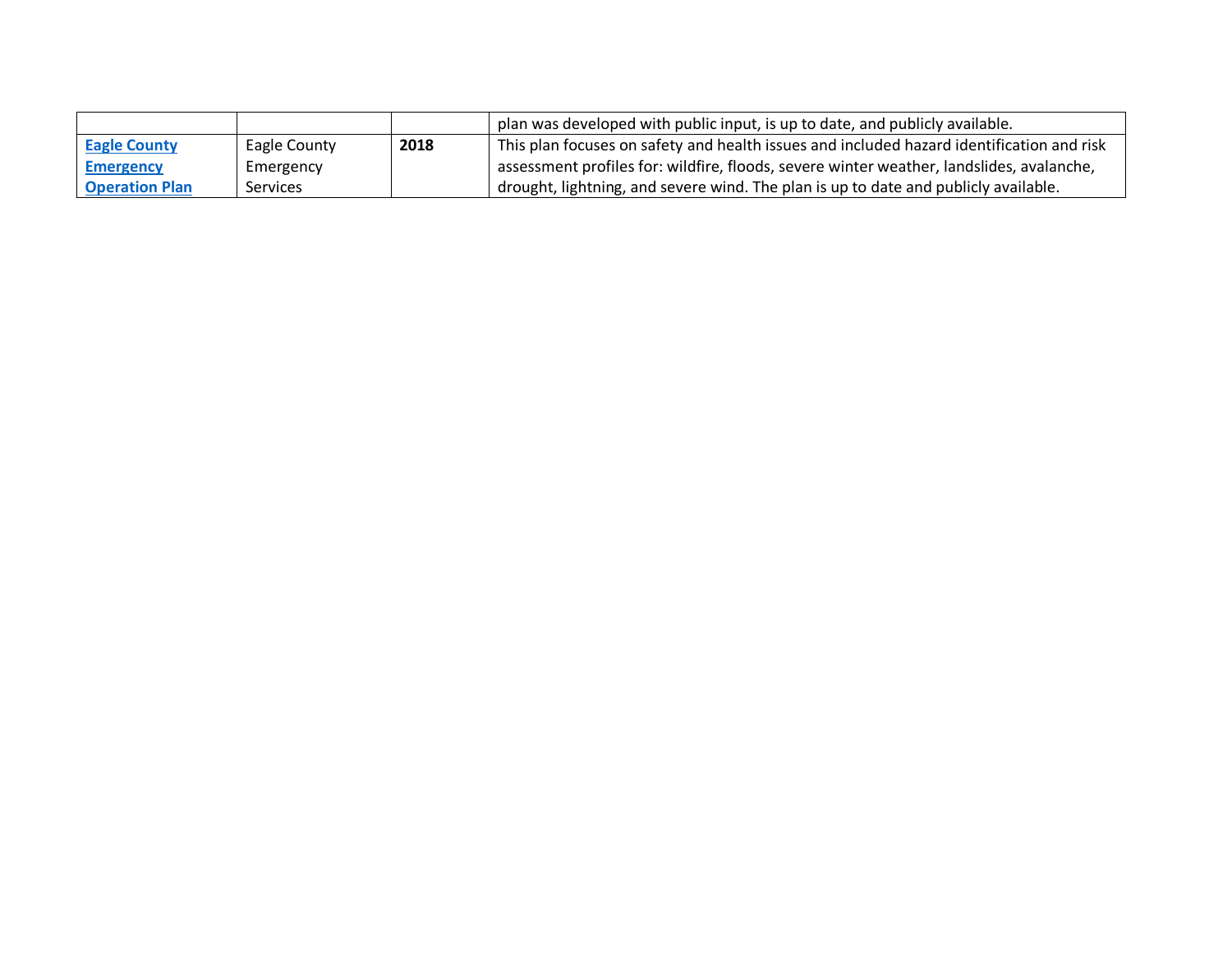| | | | |
|---|---|---|---|
| | | | plan was developed with public input, is up to date, and publicly available. |
| **Eagle County Emergency Operation Plan** | Eagle County Emergency Services | **2018** | This plan focuses on safety and health issues and included hazard identification and risk assessment profiles for: wildfire, floods, severe winter weather, landslides, avalanche, drought, lightning, and severe wind. The plan is up to date and publicly available. |